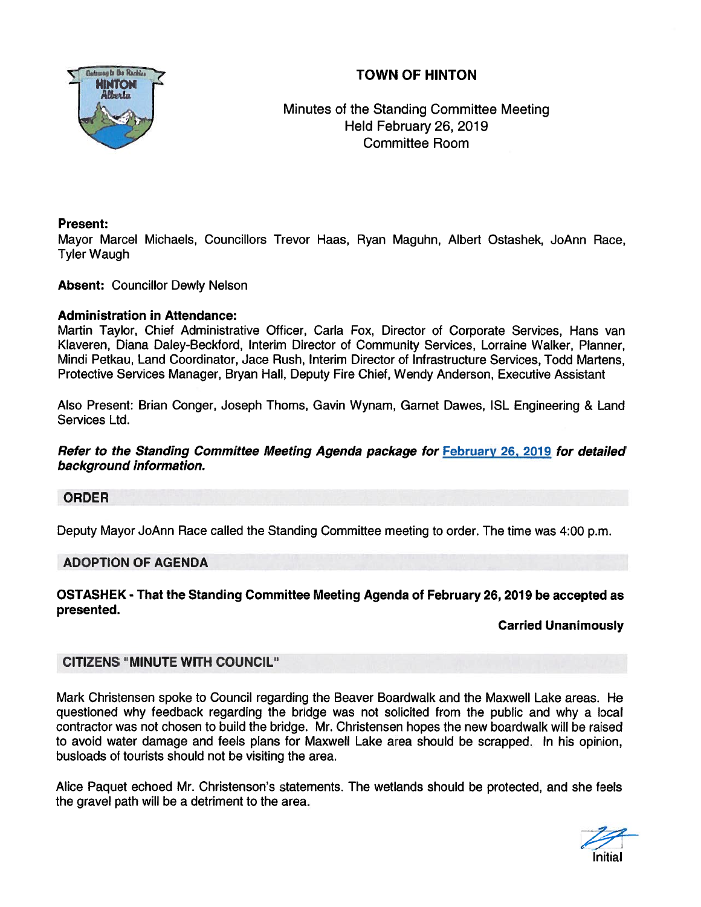# TOWN OF HINTON

Minutes of the Standing Committee Meeting
Held February 26, 2019
Committee Room

**Present:**
Mayor Marcel Michaels, Councillors Trevor Haas, Ryan Maguhn, Albert Ostashek, JoAnn Race, Tyler Waugh

**Absent:** Councillor Dewly Nelson

**Administration in Attendance:**
Martin Taylor, Chief Administrative Officer, Carla Fox, Director of Corporate Services, Hans van Klaveren, Diana Daley-Beckford, Interim Director of Community Services, Lorraine Walker, Planner, Mindi Petkau, Land Coordinator, Jace Rush, Interim Director of Infrastructure Services, Todd Martens, Protective Services Manager, Bryan Hall, Deputy Fire Chief, Wendy Anderson, Executive Assistant

Also Present: Brian Conger, Joseph Thoms, Gavin Wynam, Garnet Dawes, ISL Engineering & Land Services Ltd.

***Refer to the Standing Committee Meeting Agenda package for February 26, 2019 for detailed background information.***

## ORDER

Deputy Mayor JoAnn Race called the Standing Committee meeting to order. The time was 4:00 p.m.

## ADOPTION OF AGENDA

**OSTASHEK - That the Standing Committee Meeting Agenda of February 26, 2019 be accepted as presented.**

**Carried Unanimously**

## CITIZENS "MINUTE WITH COUNCIL"

Mark Christensen spoke to Council regarding the Beaver Boardwalk and the Maxwell Lake areas. He questioned why feedback regarding the bridge was not solicited from the public and why a local contractor was not chosen to build the bridge. Mr. Christensen hopes the new boardwalk will be raised to avoid water damage and feels plans for Maxwell Lake area should be scrapped. In his opinion, busloads of tourists should not be visiting the area.

Alice Paquet echoed Mr. Christenson's statements. The wetlands should be protected, and she feels the gravel path will be a detriment to the area.

Initial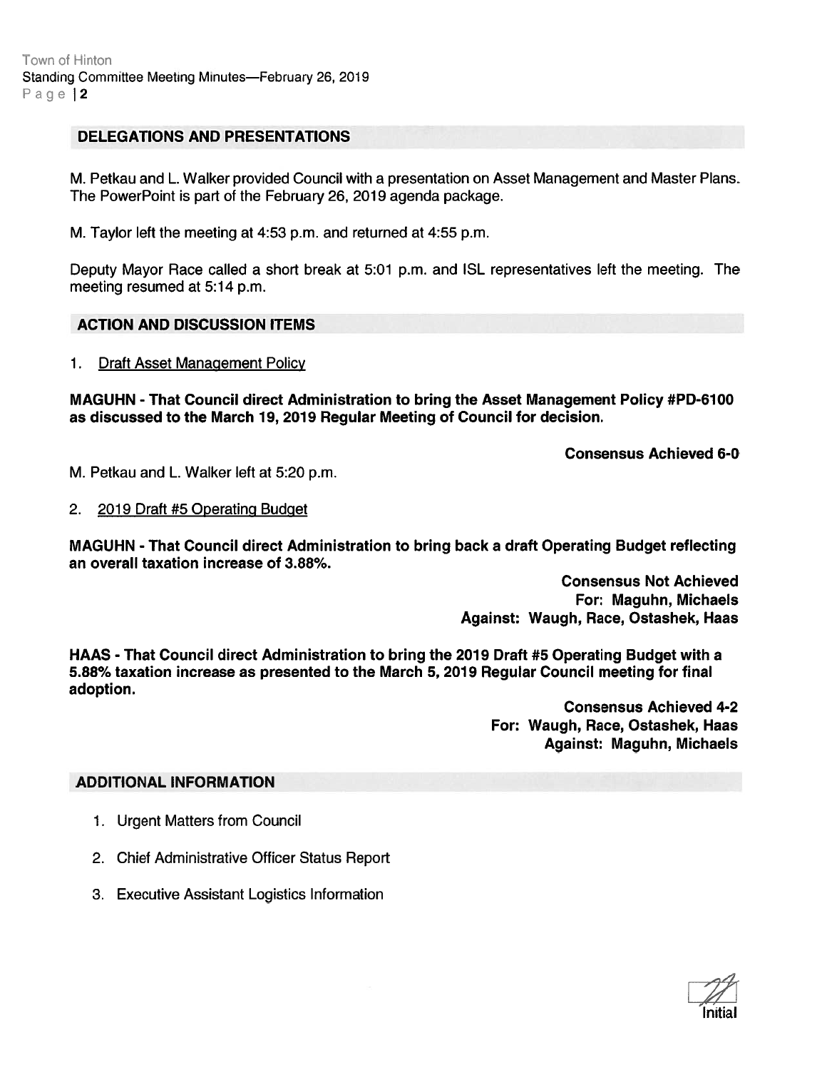## DELEGATIONS AND PRESENTATIONS

M. Petkau and L. Walker provided Council with a presentation on Asset Management and Master Plans. The PowerPoint is part of the February 26, 2019 agenda package.

M. Taylor left the meeting at 4:53 p.m. and returned at 4:55 p.m.

Deputy Mayor Race called a short break at 5:01 p.m. and ISL representatives left the meeting. The meeting resumed at 5:14 p.m.

## ACTION AND DISCUSSION ITEMS

1. Draft Asset Management Policy

**MAGUHN - That Council direct Administration to bring the Asset Management Policy #PD-6100 as discussed to the March 19, 2019 Regular Meeting of Council for decision.**

**Consensus Achieved 6-0**

M. Petkau and L. Walker left at 5:20 p.m.

2. 2019 Draft #5 Operating Budget

**MAGUHN - That Council direct Administration to bring back a draft Operating Budget reflecting an overall taxation increase of 3.88%.**

**Consensus Not Achieved**
**For: Maguhn, Michaels**
**Against: Waugh, Race, Ostashek, Haas**

**HAAS - That Council direct Administration to bring the 2019 Draft #5 Operating Budget with a 5.88% taxation increase as presented to the March 5, 2019 Regular Council meeting for final adoption.**

**Consensus Achieved 4-2**
**For: Waugh, Race, Ostashek, Haas**
**Against: Maguhn, Michaels**

## ADDITIONAL INFORMATION

1. Urgent Matters from Council
2. Chief Administrative Officer Status Report
3. Executive Assistant Logistics Information

Initial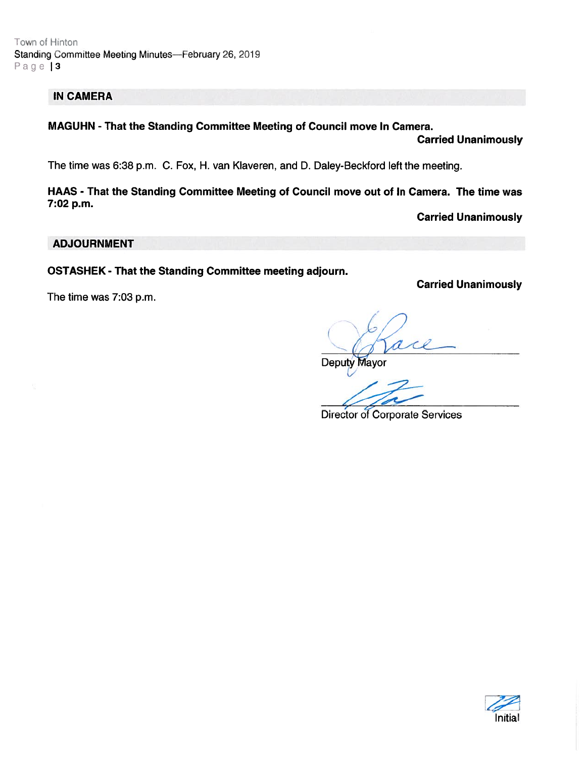## IN CAMERA

**MAGUHN - That the Standing Committee Meeting of Council move In Camera.**

**Carried Unanimously**

The time was 6:38 p.m. C. Fox, H. van Klaveren, and D. Daley-Beckford left the meeting.

**HAAS - That the Standing Committee Meeting of Council move out of In Camera. The time was 7:02 p.m.**

**Carried Unanimously**

## ADJOURNMENT

**OSTASHEK - That the Standing Committee meeting adjourn.**

**Carried Unanimously**

The time was 7:03 p.m.

Deputy Mayor

Director of Corporate Services

Initial